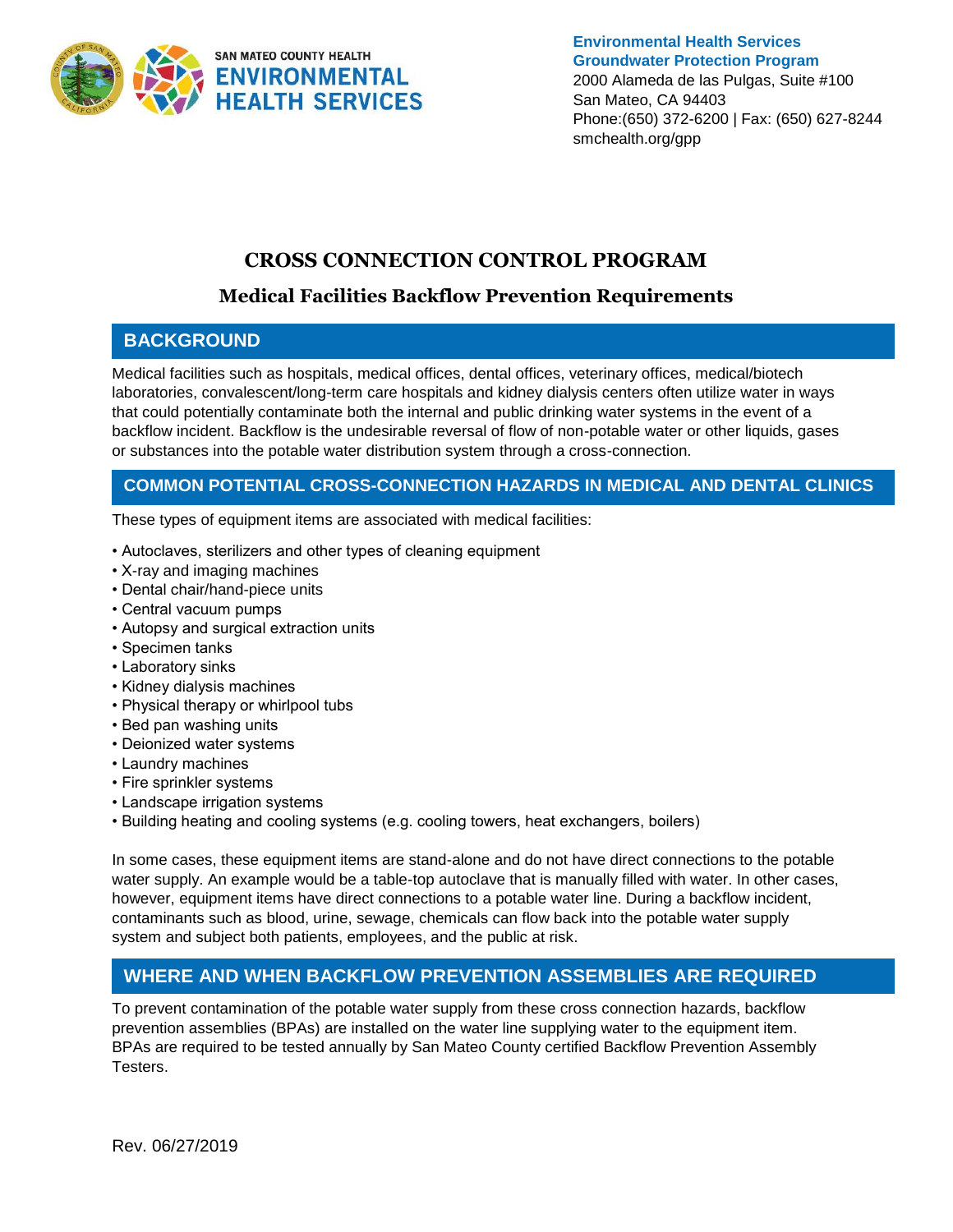SAN MATEO COUNTY HEALTH
ENVIRONMENTAL HEALTH SERVICES

**Environmental Health Services**
**Groundwater Protection Program**
2000 Alameda de las Pulgas, Suite #100
San Mateo, CA 94403
Phone:(650) 372-6200 | Fax: (650) 627-8244
smchealth.org/gpp

# CROSS CONNECTION CONTROL PROGRAM

## Medical Facilities Backflow Prevention Requirements

## BACKGROUND

Medical facilities such as hospitals, medical offices, dental offices, veterinary offices, medical/biotech laboratories, convalescent/long-term care hospitals and kidney dialysis centers often utilize water in ways that could potentially contaminate both the internal and public drinking water systems in the event of a backflow incident. Backflow is the undesirable reversal of flow of non-potable water or other liquids, gases or substances into the potable water distribution system through a cross-connection.

## COMMON POTENTIAL CROSS-CONNECTION HAZARDS IN MEDICAL AND DENTAL CLINICS

These types of equipment items are associated with medical facilities:

- Autoclaves, sterilizers and other types of cleaning equipment
- X-ray and imaging machines
- Dental chair/hand-piece units
- Central vacuum pumps
- Autopsy and surgical extraction units
- Specimen tanks
- Laboratory sinks
- Kidney dialysis machines
- Physical therapy or whirlpool tubs
- Bed pan washing units
- Deionized water systems
- Laundry machines
- Fire sprinkler systems
- Landscape irrigation systems
- Building heating and cooling systems (e.g. cooling towers, heat exchangers, boilers)

In some cases, these equipment items are stand-alone and do not have direct connections to the potable water supply. An example would be a table-top autoclave that is manually filled with water. In other cases, however, equipment items have direct connections to a potable water line. During a backflow incident, contaminants such as blood, urine, sewage, chemicals can flow back into the potable water supply system and subject both patients, employees, and the public at risk.

## WHERE AND WHEN BACKFLOW PREVENTION ASSEMBLIES ARE REQUIRED

To prevent contamination of the potable water supply from these cross connection hazards, backflow prevention assemblies (BPAs) are installed on the water line supplying water to the equipment item. BPAs are required to be tested annually by San Mateo County certified Backflow Prevention Assembly Testers.

Rev. 06/27/2019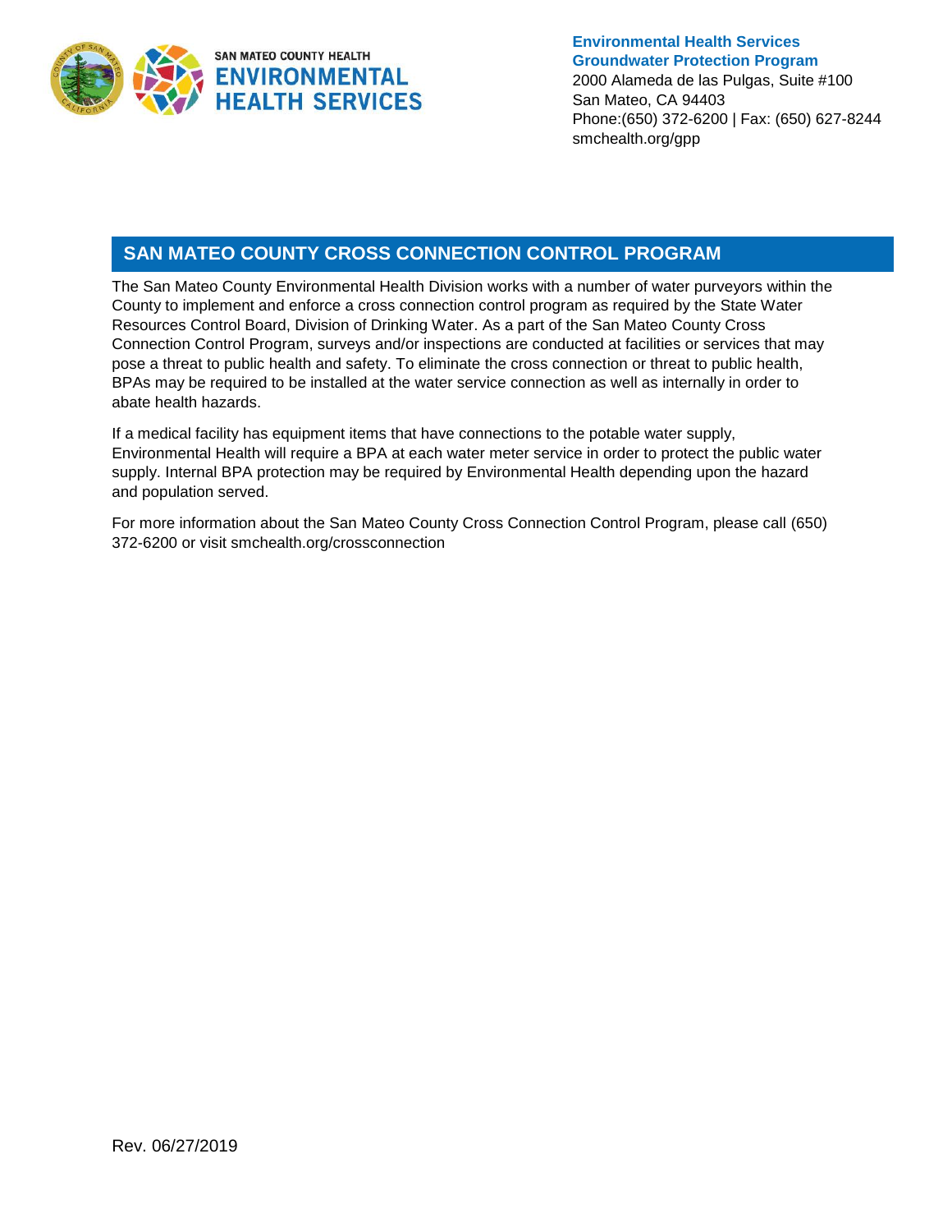**Environmental Health Services**
**Groundwater Protection Program**
2000 Alameda de las Pulgas, Suite #100
San Mateo, CA 94403
Phone:(650) 372-6200 | Fax: (650) 627-8244
smchealth.org/gpp

## SAN MATEO COUNTY CROSS CONNECTION CONTROL PROGRAM

The San Mateo County Environmental Health Division works with a number of water purveyors within the County to implement and enforce a cross connection control program as required by the State Water Resources Control Board, Division of Drinking Water. As a part of the San Mateo County Cross Connection Control Program, surveys and/or inspections are conducted at facilities or services that may pose a threat to public health and safety. To eliminate the cross connection or threat to public health, BPAs may be required to be installed at the water service connection as well as internally in order to abate health hazards.

If a medical facility has equipment items that have connections to the potable water supply, Environmental Health will require a BPA at each water meter service in order to protect the public water supply. Internal BPA protection may be required by Environmental Health depending upon the hazard and population served.

For more information about the San Mateo County Cross Connection Control Program, please call (650) 372-6200 or visit smchealth.org/crossconnection

Rev. 06/27/2019